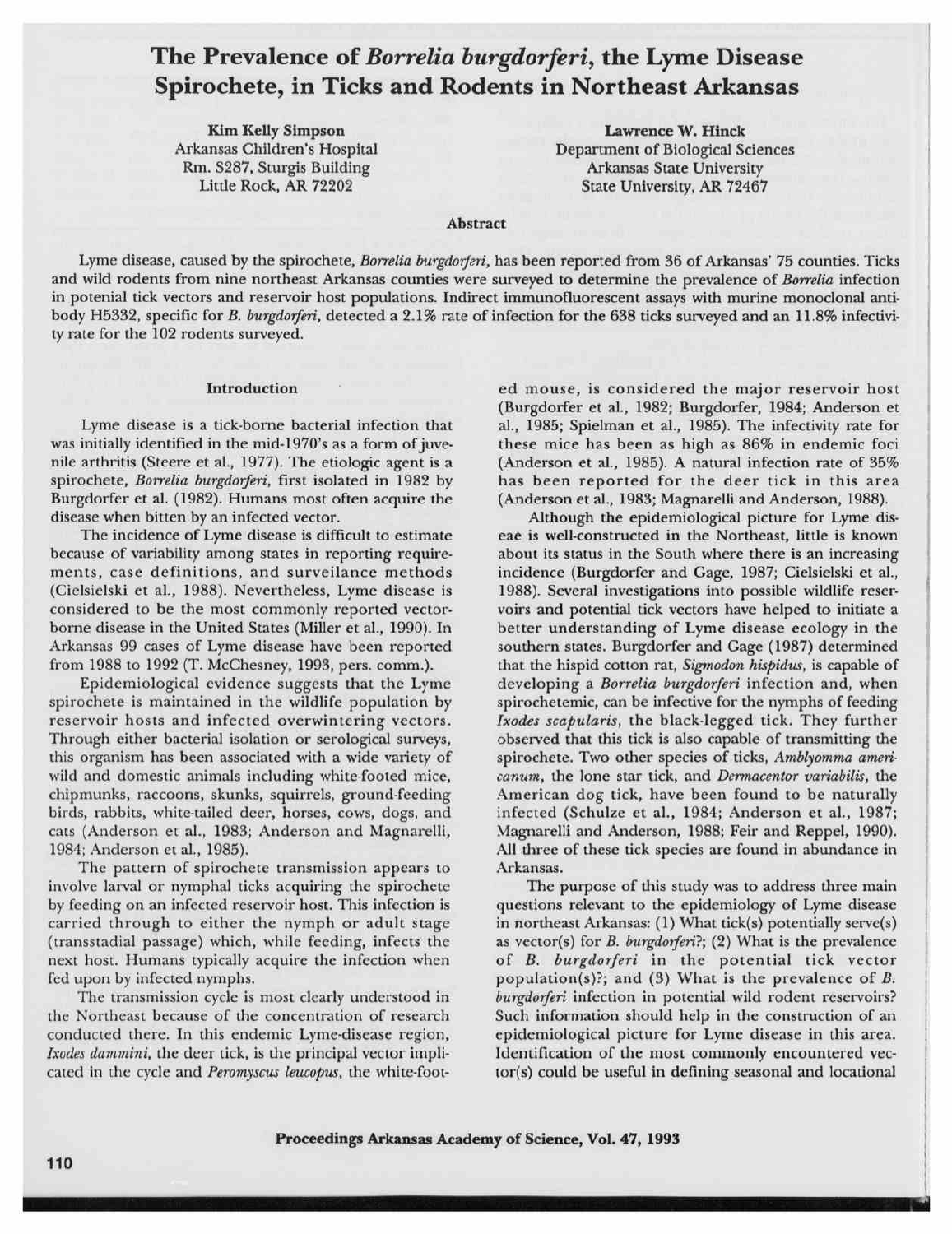# The Prevalence of *Borrelia burgdorferi*, the Lyme Disease Spirochete, in Ticks and Rodents in Northeast Arkansas

**Kim Kelly Simpson**
Arkansas Children's Hospital
Rm. S287, Sturgis Building
Little Rock, AR 72202

**Lawrence W. Hinck**
Department of Biological Sciences
Arkansas State University
State University, AR 72467

## Abstract

Lyme disease, caused by the spirochete, *Borrelia burgdorferi,* has been reported from 36 of Arkansas' 75 counties. Ticks and wild rodents from nine northeast Arkansas counties were surveyed to determine the prevalence of *Borrelia* infection in potenial tick vectors and reservoir host populations. Indirect immunofluorescent assays with murine monoclonal antibody H5332, specific for *B. burgdorferi,* detected a 2.1% rate of infection for the 638 ticks surveyed and an 11.8% infectivity rate for the 102 rodents surveyed.

## Introduction

Lyme disease is a tick-borne bacterial infection that was initially identified in the mid-1970's as a form of juvenile arthritis (Steere et al., 1977). The etiologic agent is a spirochete, *Borrelia burgdorferi,* first isolated in 1982 by Burgdorfer et al. (1982). Humans most often acquire the disease when bitten by an infected vector.

The incidence of Lyme disease is difficult to estimate because of variability among states in reporting requirements, case definitions, and surveilance methods (Cielsielski et al., 1988). Nevertheless, Lyme disease is considered to be the most commonly reported vector-borne disease in the United States (Miller et al., 1990). In Arkansas 99 cases of Lyme disease have been reported from 1988 to 1992 (T. McChesney, 1993, pers. comm.).

Epidemiological evidence suggests that the Lyme spirochete is maintained in the wildlife population by reservoir hosts and infected overwintering vectors. Through either bacterial isolation or serological surveys, this organism has been associated with a wide variety of wild and domestic animals including white-footed mice, chipmunks, raccoons, skunks, squirrels, ground-feeding birds, rabbits, white-tailed deer, horses, cows, dogs, and cats (Anderson et al., 1983; Anderson and Magnarelli, 1984; Anderson et al., 1985).

The pattern of spirochete transmission appears to involve larval or nymphal ticks acquiring the spirochete by feeding on an infected reservoir host. This infection is carried through to either the nymph or adult stage (transstadial passage) which, while feeding, infects the next host. Humans typically acquire the infection when fed upon by infected nymphs.

The transmission cycle is most clearly understood in the Northeast because of the concentration of research conducted there. In this endemic Lyme-disease region, *Ixodes dammini,* the deer tick, is the principal vector implicated in the cycle and *Peromyscus leucopus,* the white-footed mouse, is considered the major reservoir host (Burgdorfer et al., 1982; Burgdorfer, 1984; Anderson et al., 1985; Spielman et al., 1985). The infectivity rate for these mice has been as high as 86% in endemic foci (Anderson et al., 1985). A natural infection rate of 35% has been reported for the deer tick in this area (Anderson et al., 1983; Magnarelli and Anderson, 1988).

Although the epidemiological picture for Lyme diseae is well-constructed in the Northeast, little is known about its status in the South where there is an increasing incidence (Burgdorfer and Gage, 1987; Cielsielski et al., 1988). Several investigations into possible wildlife reservoirs and potential tick vectors have helped to initiate a better understanding of Lyme disease ecology in the southern states. Burgdorfer and Gage (1987) determined that the hispid cotton rat, *Sigmodon hispidus,* is capable of developing a *Borrelia burgdorferi* infection and, when spirochetemic, can be infective for the nymphs of feeding *Ixodes scapularis,* the black-legged tick. They further observed that this tick is also capable of transmitting the spirochete. Two other species of ticks, *Amblyomma americanum,* the lone star tick, and *Dermacentor variabilis,* the American dog tick, have been found to be naturally infected (Schulze et al., 1984; Anderson et al., 1987; Magnarelli and Anderson, 1988; Feir and Reppel, 1990). All three of these tick species are found in abundance in Arkansas.

The purpose of this study was to address three main questions relevant to the epidemiology of Lyme disease in northeast Arkansas: (1) What tick(s) potentially serve(s) as vector(s) for *B. burgdorferi*?; (2) What is the prevalence of *B. burgdorferi* in the potential tick vector population(s)?; and (3) What is the prevalence of *B. burgdorferi* infection in potential wild rodent reservoirs? Such information should help in the construction of an epidemiological picture for Lyme disease in this area. Identification of the most commonly encountered vector(s) could be useful in defining seasonal and locational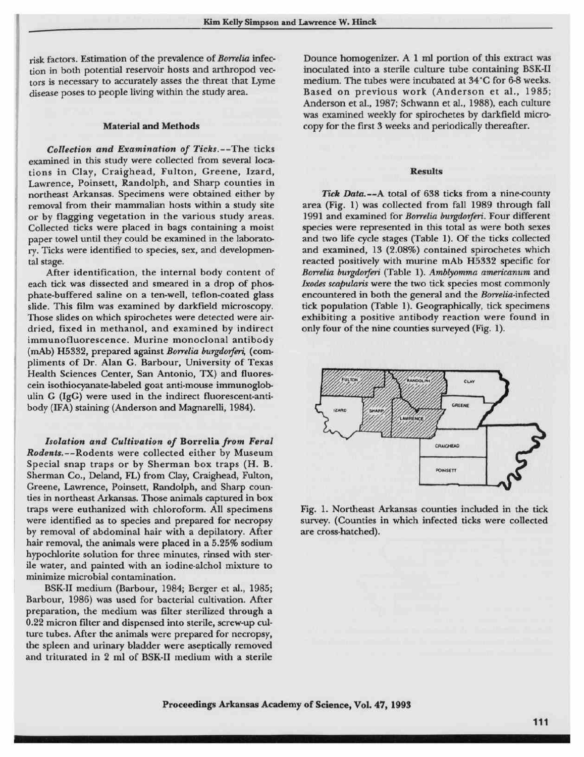risk factors. Estimation of the prevalence of *Borrelia* infection in both potential reservoir hosts and arthropod vectors is necessary to accurately asses the threat that Lyme disease poses to people living within the study area.

## Material and Methods

***Collection and Examination of Ticks.***--The ticks examined in this study were collected from several locations in Clay, Craighead, Fulton, Greene, Izard, Lawrence, Poinsett, Randolph, and Sharp counties in northeast Arkansas. Specimens were obtained either by removal from their mammalian hosts within a study site or by flagging vegetation in the various study areas. Collected ticks were placed in bags containing a moist paper towel until they could be examined in the laboratory. Ticks were identified to species, sex, and developmental stage.

After identification, the internal body content of each tick was dissected and smeared in a drop of phosphate-buffered saline on a ten-well, teflon-coated glass slide. This film was examined by darkfield microscopy. Those slides on which spirochetes were detected were air-dried, fixed in methanol, and examined by indirect immunofluorescence. Murine monoclonal antibody (mAb) H5332, prepared against *Borrelia burgdorferi*, (compliments of Dr. Alan G. Barbour, University of Texas Health Sciences Center, San Antonio, TX) and fluorescein isothiocyanate-labeled goat anti-mouse immunoglobulin G (IgG) were used in the indirect fluorescent-antibody (IFA) staining (Anderson and Magnarelli, 1984).

***Isolation and Cultivation of* Borrelia *from Feral Rodents.***--Rodents were collected either by Museum Special snap traps or by Sherman box traps (H. B. Sherman Co., Deland, FL) from Clay, Craighead, Fulton, Greene, Lawrence, Poinsett, Randolph, and Sharp counties in northeast Arkansas. Those animals captured in box traps were euthanized with chloroform. All specimens were identified as to species and prepared for necropsy by removal of abdominal hair with a depilatory. After hair removal, the animals were placed in a 5.25% sodium hypochlorite solution for three minutes, rinsed with sterile water, and painted with an iodine-alchol mixture to minimize microbial contamination.

BSK-II medium (Barbour, 1984; Berger et al., 1985; Barbour, 1986) was used for bacterial cultivation. After preparation, the medium was filter sterilized through a 0.22 micron filter and dispensed into sterile, screw-up culture tubes. After the animals were prepared for necropsy, the spleen and urinary bladder were aseptically removed and triturated in 2 ml of BSK-II medium with a sterile Dounce homogenizer. A 1 ml portion of this extract was inoculated into a sterile culture tube containing BSK-II medium. The tubes were incubated at 34°C for 6-8 weeks. Based on previous work (Anderson et al., 1985; Anderson et al., 1987; Schwann et al., 1988), each culture was examined weekly for spirochetes by darkfield microcopy for the first 3 weeks and periodically thereafter.

## Results

***Tick Data.***--A total of 638 ticks from a nine-county area (Fig. 1) was collected from fall 1989 through fall 1991 and examined for *Borrelia burgdorferi*. Four different species were represented in this total as were both sexes and two life cycle stages (Table 1). Of the ticks collected and examined, 13 (2.08%) contained spirochetes which reacted positively with murine mAb H5332 specific for *Borrelia burgdorferi* (Table 1). *Amblyomma americanum* and *Ixodes scapularis* were the two tick species most commonly encountered in both the general and the *Borrelia*-infected tick population (Table 1). Geographically, tick specimens exhibiting a positive antibody reaction were found in only four of the nine counties surveyed (Fig. 1).

Fig. 1. Northeast Arkansas counties included in the tick survey. (Counties in which infected ticks were collected are cross-hatched).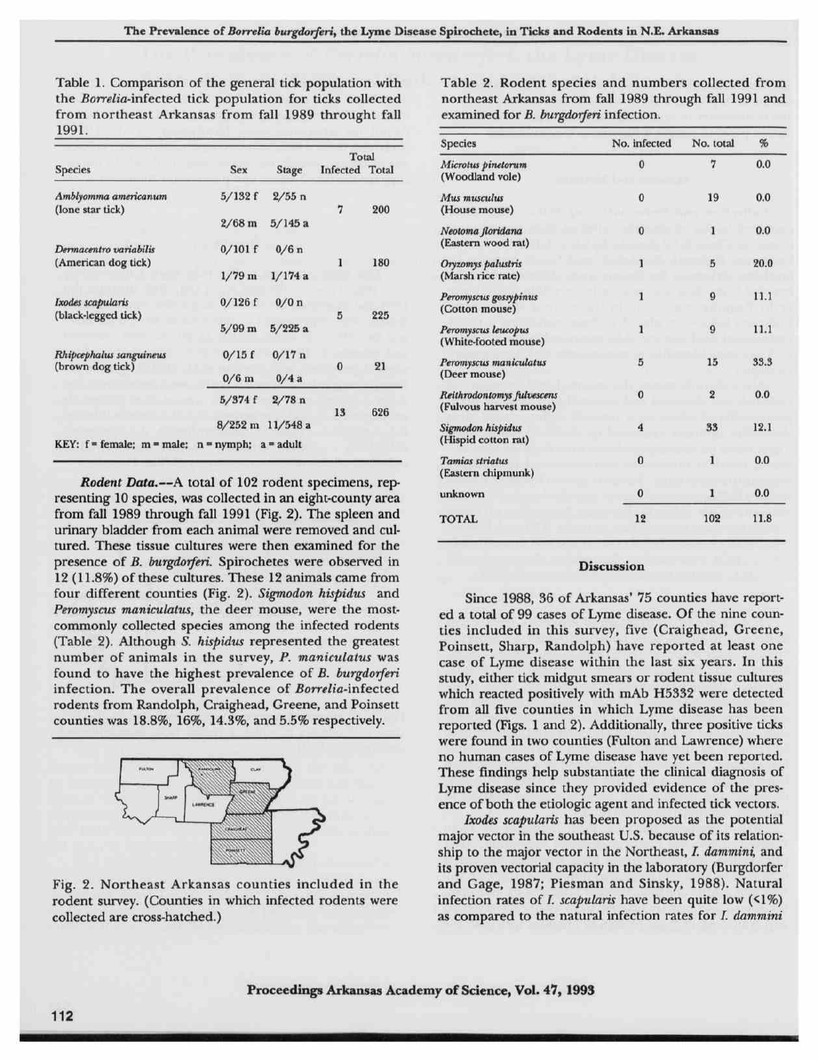Table 1. Comparison of the general tick population with the *Borrelia*-infected tick population for ticks collected from northeast Arkansas from fall 1989 throught fall 1991.

| Species | Sex | Stage | Total Infected | Total |
|---|---|---|---|---|
| *Amblyomma americanum* (lone star tick) | 5/132 f | 2/55 n | 7 | 200 |
| | 2/68 m | 5/145 a | | |
| *Dermacentro variabilis* (American dog tick) | 0/101 f | 0/6 n | 1 | 180 |
| | 1/79 m | 1/174 a | | |
| *Ixodes scapularis* (black-legged tick) | 0/126 f | 0/0 n | 5 | 225 |
| | 5/99 m | 5/225 a | | |
| *Rhipcephalus sanguineus* (brown dog tick) | 0/15 f | 0/17 n | 0 | 21 |
| | 0/6 m | 0/4 a | | |
| | 5/374 f | 2/78 n | 13 | 626 |
| | 8/252 m | 11/548 a | | |

KEY: f = female; m = male; n = nymph; a = adult

***Rodent Data.***--A total of 102 rodent specimens, representing 10 species, was collected in an eight-county area from fall 1989 through fall 1991 (Fig. 2). The spleen and urinary bladder from each animal were removed and cultured. These tissue cultures were then examined for the presence of *B. burgdorferi*. Spirochetes were observed in 12 (11.8%) of these cultures. These 12 animals came from four different counties (Fig. 2). *Sigmodon hispidus* and *Peromyscus maniculatus*, the deer mouse, were the most-commonly collected species among the infected rodents (Table 2). Although *S. hispidus* represented the greatest number of animals in the survey, *P. maniculatus* was found to have the highest prevalence of *B. burgdorferi* infection. The overall prevalence of *Borrelia*-infected rodents from Randolph, Craighead, Greene, and Poinsett counties was 18.8%, 16%, 14.3%, and 5.5% respectively.

Fig. 2. Northeast Arkansas counties included in the rodent survey. (Counties in which infected rodents were collected are cross-hatched.)

Table 2. Rodent species and numbers collected from northeast Arkansas from fall 1989 through fall 1991 and examined for *B. burgdorferi* infection.

| Species | No. infected | No. total | % |
|---|---|---|---|
| *Microtus pinetorum* (Woodland vole) | 0 | 7 | 0.0 |
| *Mus musculus* (House mouse) | 0 | 19 | 0.0 |
| *Neotoma floridana* (Eastern wood rat) | 0 | 1 | 0.0 |
| *Oryzomys palustris* (Marsh rice rate) | 1 | 5 | 20.0 |
| *Peromyscus gossypinus* (Cotton mouse) | 1 | 9 | 11.1 |
| *Peromyscus leucopus* (White-footed mouse) | 1 | 9 | 11.1 |
| *Peromyscus maniculatus* (Deer mouse) | 5 | 15 | 33.3 |
| *Reithrodontomys fulvescens* (Fulvous harvest mouse) | 0 | 2 | 0.0 |
| *Sigmodon hispidus* (Hispid cotton rat) | 4 | 33 | 12.1 |
| *Tamias striatus* (Eastern chipmunk) | 0 | 1 | 0.0 |
| unknown | 0 | 1 | 0.0 |
| TOTAL | 12 | 102 | 11.8 |

## Discussion

Since 1988, 36 of Arkansas' 75 counties have reported a total of 99 cases of Lyme disease. Of the nine counties included in this survey, five (Craighead, Greene, Poinsett, Sharp, Randolph) have reported at least one case of Lyme disease within the last six years. In this study, either tick midgut smears or rodent tissue cultures which reacted positively with mAb H5332 were detected from all five counties in which Lyme disease has been reported (Figs. 1 and 2). Additionally, three positive ticks were found in two counties (Fulton and Lawrence) where no human cases of Lyme disease have yet been reported. These findings help substantiate the clinical diagnosis of Lyme disease since they provided evidence of the presence of both the etiologic agent and infected tick vectors.

*Ixodes scapularis* has been proposed as the potential major vector in the southeast U.S. because of its relationship to the major vector in the Northeast, *I. dammini*, and its proven vectorial capacity in the laboratory (Burgdorfer and Gage, 1987; Piesman and Sinsky, 1988). Natural infection rates of *I. scapularis* have been quite low (<1%) as compared to the natural infection rates for *I. dammini*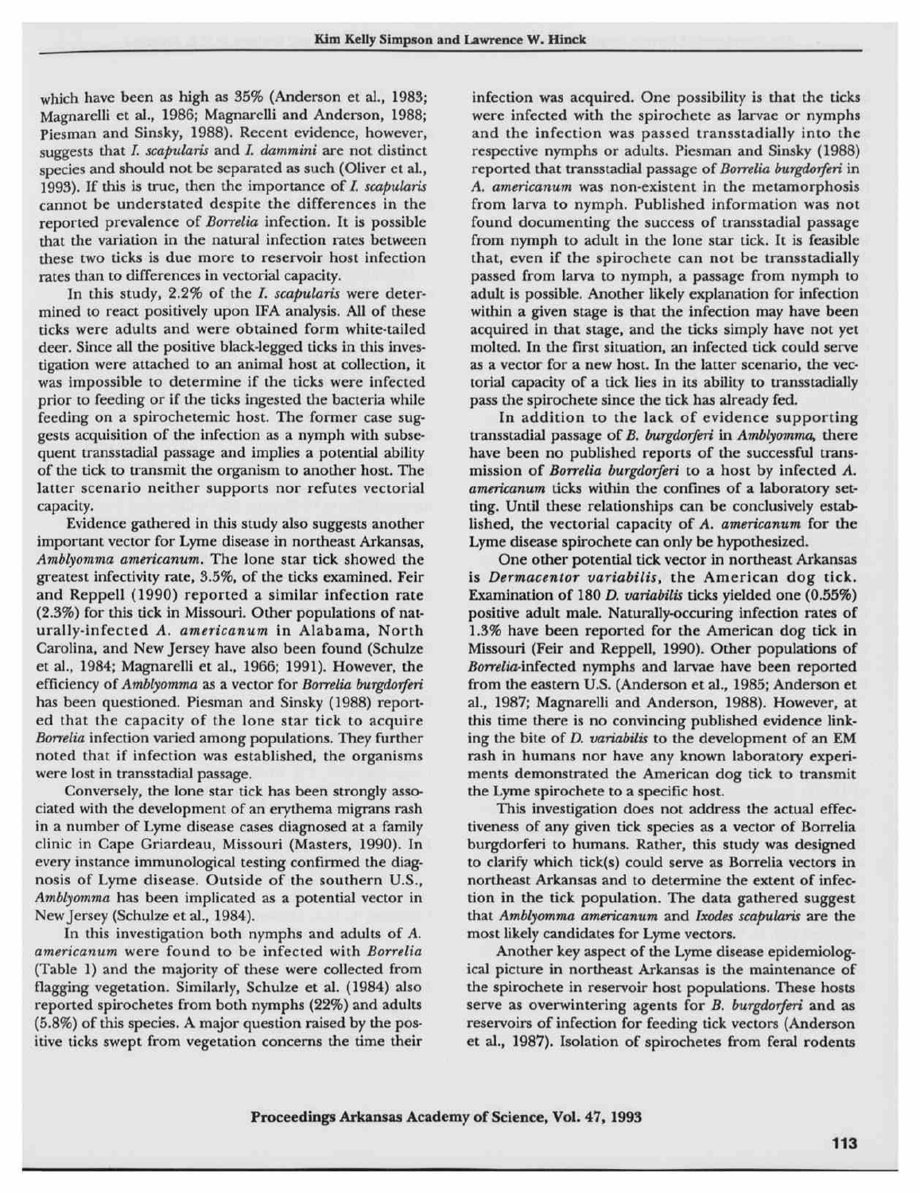which have been as high as 35% (Anderson et al., 1983; Magnarelli et al., 1986; Magnarelli and Anderson, 1988; Piesman and Sinsky, 1988). Recent evidence, however, suggests that *I. scapularis* and *I. dammini* are not distinct species and should not be separated as such (Oliver et al., 1993). If this is true, then the importance of *I. scapularis* cannot be understated despite the differences in the reported prevalence of *Borrelia* infection. It is possible that the variation in the natural infection rates between these two ticks is due more to reservoir host infection rates than to differences in vectorial capacity.

In this study, 2.2% of the *I. scapularis* were determined to react positively upon IFA analysis. All of these ticks were adults and were obtained form white-tailed deer. Since all the positive black-legged ticks in this investigation were attached to an animal host at collection, it was impossible to determine if the ticks were infected prior to feeding or if the ticks ingested the bacteria while feeding on a spirochetemic host. The former case suggests acquisition of the infection as a nymph with subsequent transstadial passage and implies a potential ability of the tick to transmit the organism to another host. The latter scenario neither supports nor refutes vectorial capacity.

Evidence gathered in this study also suggests another important vector for Lyme disease in northeast Arkansas, *Amblyomma americanum*. The lone star tick showed the greatest infectivity rate, 3.5%, of the ticks examined. Feir and Reppell (1990) reported a similar infection rate (2.3%) for this tick in Missouri. Other populations of naturally-infected *A. americanum* in Alabama, North Carolina, and New Jersey have also been found (Schulze et al., 1984; Magnarelli et al., 1966; 1991). However, the efficiency of *Amblyomma* as a vector for *Borrelia burgdorferi* has been questioned. Piesman and Sinsky (1988) reported that the capacity of the lone star tick to acquire *Borrelia* infection varied among populations. They further noted that if infection was established, the organisms were lost in transstadial passage.

Conversely, the lone star tick has been strongly associated with the development of an erythema migrans rash in a number of Lyme disease cases diagnosed at a family clinic in Cape Griardeau, Missouri (Masters, 1990). In every instance immunological testing confirmed the diagnosis of Lyme disease. Outside of the southern U.S., *Amblyomma* has been implicated as a potential vector in New Jersey (Schulze et al., 1984).

In this investigation both nymphs and adults of *A. americanum* were found to be infected with *Borrelia* (Table 1) and the majority of these were collected from flagging vegetation. Similarly, Schulze et al. (1984) also reported spirochetes from both nymphs (22%) and adults (5.8%) of this species. A major question raised by the positive ticks swept from vegetation concerns the time their infection was acquired. One possibility is that the ticks were infected with the spirochete as larvae or nymphs and the infection was passed transstadially into the respective nymphs or adults. Piesman and Sinsky (1988) reported that transstadial passage of *Borrelia burgdorferi* in *A. americanum* was non-existent in the metamorphosis from larva to nymph. Published information was not found documenting the success of transstadial passage from nymph to adult in the lone star tick. It is feasible that, even if the spirochete can not be transstadially passed from larva to nymph, a passage from nymph to adult is possible. Another likely explanation for infection within a given stage is that the infection may have been acquired in that stage, and the ticks simply have not yet molted. In the first situation, an infected tick could serve as a vector for a new host. In the latter scenario, the vectorial capacity of a tick lies in its ability to transstadially pass the spirochete since the tick has already fed.

In addition to the lack of evidence supporting transstadial passage of *B. burgdorferi* in *Amblyomma*, there have been no published reports of the successful transmission of *Borrelia burgdorferi* to a host by infected *A. americanum* ticks within the confines of a laboratory setting. Until these relationships can be conclusively established, the vectorial capacity of *A. americanum* for the Lyme disease spirochete can only be hypothesized.

One other potential tick vector in northeast Arkansas is *Dermacentor variabilis*, the American dog tick. Examination of 180 *D. variabilis* ticks yielded one (0.55%) positive adult male. Naturally-occuring infection rates of 1.3% have been reported for the American dog tick in Missouri (Feir and Reppell, 1990). Other populations of *Borrelia*-infected nymphs and larvae have been reported from the eastern U.S. (Anderson et al., 1985; Anderson et al., 1987; Magnarelli and Anderson, 1988). However, at this time there is no convincing published evidence linking the bite of *D. variabilis* to the development of an EM rash in humans nor have any known laboratory experiments demonstrated the American dog tick to transmit the Lyme spirochete to a specific host.

This investigation does not address the actual effectiveness of any given tick species as a vector of Borrelia burgdorferi to humans. Rather, this study was designed to clarify which tick(s) could serve as Borrelia vectors in northeast Arkansas and to determine the extent of infection in the tick population. The data gathered suggest that *Amblyomma americanum* and *Ixodes scapularis* are the most likely candidates for Lyme vectors.

Another key aspect of the Lyme disease epidemiological picture in northeast Arkansas is the maintenance of the spirochete in reservoir host populations. These hosts serve as overwintering agents for *B. burgdorferi* and as reservoirs of infection for feeding tick vectors (Anderson et al., 1987). Isolation of spirochetes from feral rodents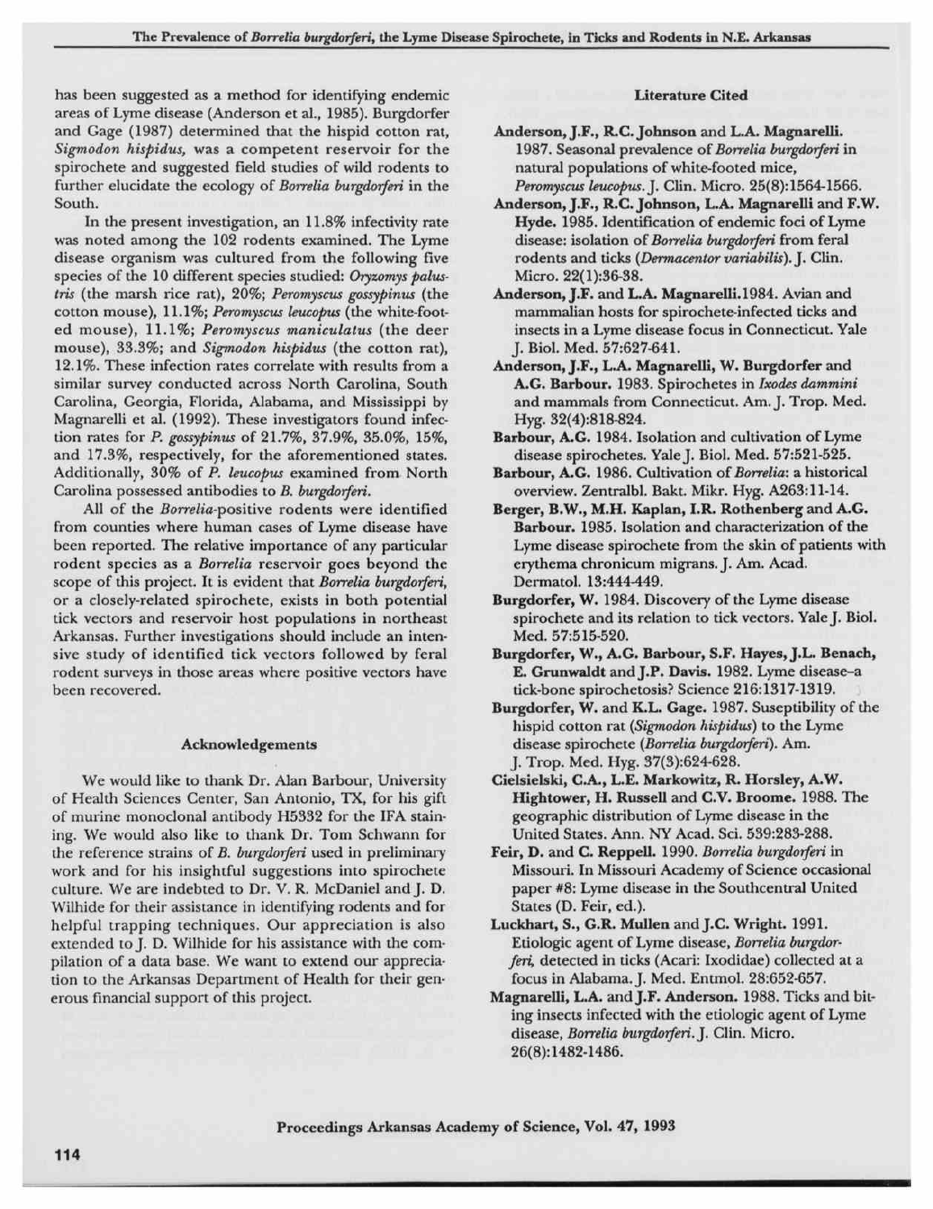has been suggested as a method for identifying endemic areas of Lyme disease (Anderson et al., 1985). Burgdorfer and Gage (1987) determined that the hispid cotton rat, *Sigmodon hispidus,* was a competent reservoir for the spirochete and suggested field studies of wild rodents to further elucidate the ecology of *Borrelia burgdorferi* in the South.

In the present investigation, an 11.8% infectivity rate was noted among the 102 rodents examined. The Lyme disease organism was cultured from the following five species of the 10 different species studied: *Oryzomys palustris* (the marsh rice rat), 20%; *Peromyscus gossypinus* (the cotton mouse), 11.1%; *Peromyscus leucopus* (the white-footed mouse), 11.1%; *Peromyscus maniculatus* (the deer mouse), 33.3%; and *Sigmodon hispidus* (the cotton rat), 12.1%. These infection rates correlate with results from a similar survey conducted across North Carolina, South Carolina, Georgia, Florida, Alabama, and Mississippi by Magnarelli et al. (1992). These investigators found infection rates for *P. gossypinus* of 21.7%, 37.9%, 35.0%, 15%, and 17.3%, respectively, for the aforementioned states. Additionally, 30% of *P. leucopus* examined from North Carolina possessed antibodies to *B. burgdorferi.*

All of the *Borrelia*-positive rodents were identified from counties where human cases of Lyme disease have been reported. The relative importance of any particular rodent species as a *Borrelia* reservoir goes beyond the scope of this project. It is evident that *Borrelia burgdorferi,* or a closely-related spirochete, exists in both potential tick vectors and reservoir host populations in northeast Arkansas. Further investigations should include an intensive study of identified tick vectors followed by feral rodent surveys in those areas where positive vectors have been recovered.

## Acknowledgements

We would like to thank Dr. Alan Barbour, University of Health Sciences Center, San Antonio, TX, for his gift of murine monoclonal antibody H5332 for the IFA staining. We would also like to thank Dr. Tom Schwann for the reference strains of *B. burgdorferi* used in preliminary work and for his insightful suggestions into spirochete culture. We are indebted to Dr. V. R. McDaniel and J. D. Wilhide for their assistance in identifying rodents and for helpful trapping techniques. Our appreciation is also extended to J. D. Wilhide for his assistance with the compilation of a data base. We want to extend our appreciation to the Arkansas Department of Health for their generous financial support of this project.

## Literature Cited

**Anderson, J.F., R.C. Johnson and L.A. Magnarelli.** 1987. Seasonal prevalence of *Borrelia burgdorferi* in natural populations of white-footed mice, *Peromyscus leucopus.* J. Clin. Micro. 25(8):1564-1566.

**Anderson, J.F., R.C. Johnson, L.A. Magnarelli and F.W. Hyde.** 1985. Identification of endemic foci of Lyme disease: isolation of *Borrelia burgdorferi* from feral rodents and ticks (*Dermacentor variabilis*). J. Clin. Micro. 22(1):36-38.

**Anderson, J.F. and L.A. Magnarelli.** 1984. Avian and mammalian hosts for spirochete-infected ticks and insects in a Lyme disease focus in Connecticut. Yale J. Biol. Med. 57:627-641.

**Anderson, J.F., L.A. Magnarelli, W. Burgdorfer and A.G. Barbour.** 1983. Spirochetes in *Ixodes dammini* and mammals from Connecticut. Am. J. Trop. Med. Hyg. 32(4):818-824.

**Barbour, A.G.** 1984. Isolation and cultivation of Lyme disease spirochetes. Yale J. Biol. Med. 57:521-525.

**Barbour, A.G.** 1986. Cultivation of *Borrelia*: a historical overview. Zentralbl. Bakt. Mikr. Hyg. A263:11-14.

**Berger, B.W., M.H. Kaplan, I.R. Rothenberg and A.G. Barbour.** 1985. Isolation and characterization of the Lyme disease spirochete from the skin of patients with erythema chronicum migrans. J. Am. Acad. Dermatol. 13:444-449.

**Burgdorfer, W.** 1984. Discovery of the Lyme disease spirochete and its relation to tick vectors. Yale J. Biol. Med. 57:515-520.

**Burgdorfer, W., A.G. Barbour, S.F. Hayes, J.L. Benach, E. Grunwaldt and J.P. Davis.** 1982. Lyme disease–a tick-bone spirochetosis? Science 216:1317-1319.

**Burgdorfer, W. and K.L. Gage.** 1987. Susceptibility of the hispid cotton rat (*Sigmodon hispidus*) to the Lyme disease spirochete (*Borrelia burgdorferi*). Am. J. Trop. Med. Hyg. 37(3):624-628.

**Cielsielski, C.A., L.E. Markowitz, R. Horsley, A.W. Hightower, H. Russell and C.V. Broome.** 1988. The geographic distribution of Lyme disease in the United States. Ann. NY Acad. Sci. 539:283-288.

**Feir, D. and C. Reppell.** 1990. *Borrelia burgdorferi* in Missouri. In Missouri Academy of Science occasional paper #8: Lyme disease in the Southcentral United States (D. Feir, ed.).

**Luckhart, S., G.R. Mullen and J.C. Wright.** 1991. Etiologic agent of Lyme disease, *Borrelia burgdorferi,* detected in ticks (Acari: Ixodidae) collected at a focus in Alabama. J. Med. Entmol. 28:652-657.

**Magnarelli, L.A. and J.F. Anderson.** 1988. Ticks and biting insects infected with the etiologic agent of Lyme disease, *Borrelia burgdorferi.* J. Clin. Micro. 26(8):1482-1486.